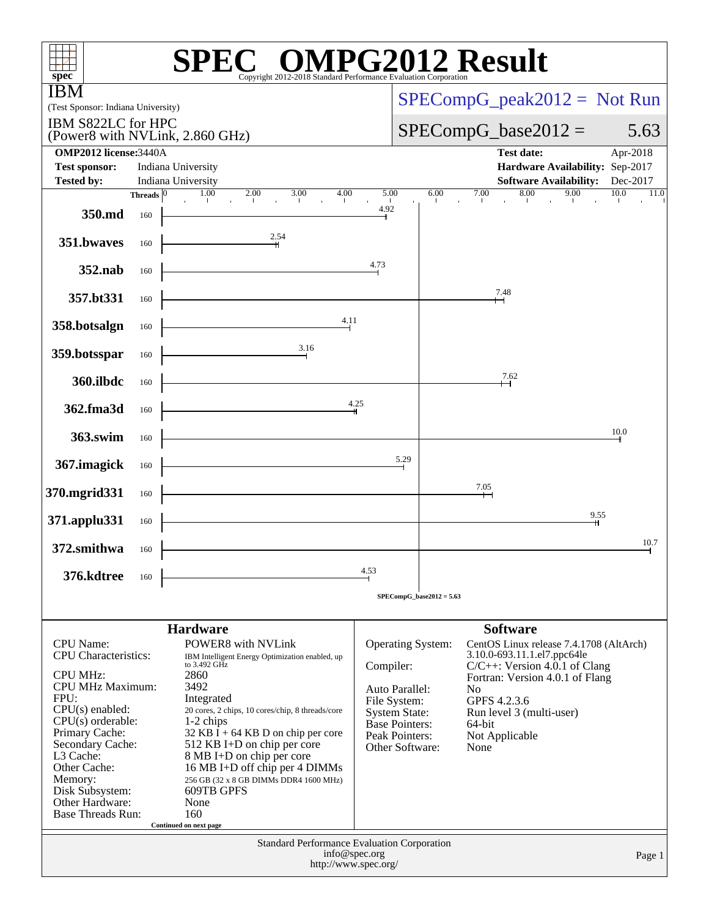# SPEC OMPG2012 Result

Copyright 2012-2018 Standard Performance Evaluation Corporation

**IBM**
(Test Sponsor: Indiana University)

IBM S822LC for HPC
(Power8 with NVLink, 2.860 GHz)

SPECompG_peak2012 = Not Run

SPECompG_base2012 = 5.63

| | | | |
|---|---|---|---|
| **OMP2012 license:** | 3440A | **Test date:** | Apr-2018 |
| **Test sponsor:** | Indiana University | **Hardware Availability:** | Sep-2017 |
| **Tested by:** | Indiana University | **Software Availability:** | Dec-2017 |

| Benchmark | Threads | Base Ratio |
|---|---|---|
| 350.md | 160 | 4.92 |
| 351.bwaves | 160 | 2.54 |
| 352.nab | 160 | 4.73 |
| 357.bt331 | 160 | 7.48 |
| 358.botsalgn | 160 | 4.11 |
| 359.botsspar | 160 | 3.16 |
| 360.ilbdc | 160 | 7.62 |
| 362.fma3d | 160 | 4.25 |
| 363.swim | 160 | 10.0 |
| 367.imagick | 160 | 5.29 |
| 370.mgrid331 | 160 | 7.05 |
| 371.applu331 | 160 | 9.55 |
| 372.smithwa | 160 | 10.7 |
| 376.kdtree | 160 | 4.53 |

SPECompG_base2012 = 5.63

## Hardware

| | |
|---|---|
| CPU Name: | POWER8 with NVLink |
| CPU Characteristics: | IBM Intelligent Energy Optimization enabled, up to 3.492 GHz |
| CPU MHz: | 2860 |
| CPU MHz Maximum: | 3492 |
| FPU: | Integrated |
| CPU(s) enabled: | 20 cores, 2 chips, 10 cores/chip, 8 threads/core |
| CPU(s) orderable: | 1-2 chips |
| Primary Cache: | 32 KB I + 64 KB D on chip per core |
| Secondary Cache: | 512 KB I+D on chip per core |
| L3 Cache: | 8 MB I+D on chip per core |
| Other Cache: | 16 MB I+D off chip per 4 DIMMs |
| Memory: | 256 GB (32 x 8 GB DIMMs DDR4 1600 MHz) |
| Disk Subsystem: | 609TB GPFS |
| Other Hardware: | None |
| Base Threads Run: | 160 |

Continued on next page

## Software

| | |
|---|---|
| Operating System: | CentOS Linux release 7.4.1708 (AltArch) 3.10.0-693.11.1.el7.ppc64le |
| Compiler: | C/C++: Version 4.0.1 of Clang<br>Fortran: Version 4.0.1 of Flang |
| Auto Parallel: | No |
| File System: | GPFS 4.2.3.6 |
| System State: | Run level 3 (multi-user) |
| Base Pointers: | 64-bit |
| Peak Pointers: | Not Applicable |
| Other Software: | None |

Standard Performance Evaluation Corporation
info@spec.org
http://www.spec.org/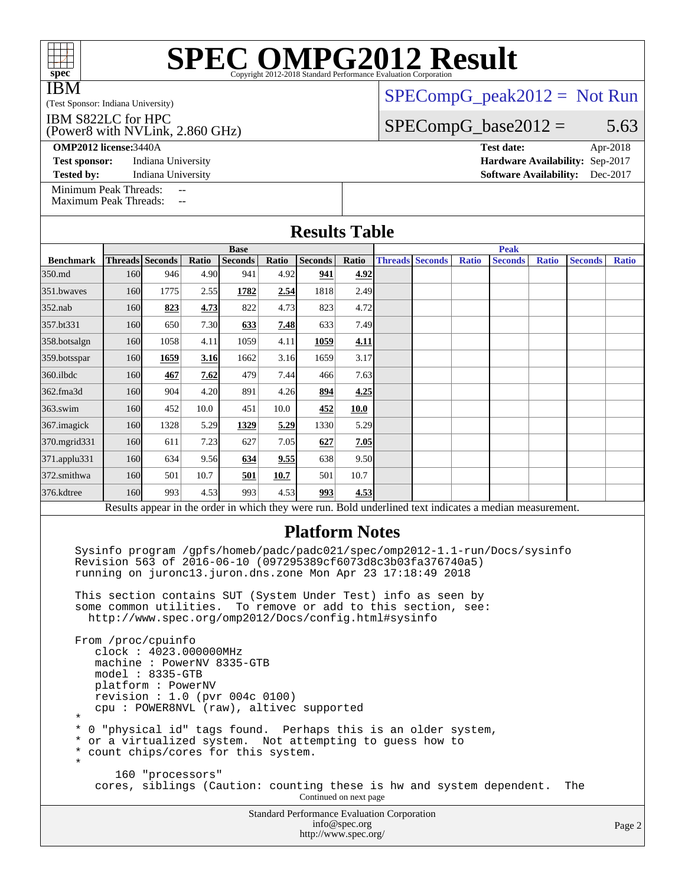# SPEC OMPG2012 Result

Copyright 2012-2018 Standard Performance Evaluation Corporation

**IBM**

(Test Sponsor: Indiana University)

IBM S822LC for HPC
(Power8 with NVLink, 2.860 GHz)

SPECompG_peak2012 = Not Run

SPECompG_base2012 = 5.63

**OMP2012 license:** 3440A
**Test sponsor:** Indiana University
**Tested by:** Indiana University

**Test date:** Apr-2018
**Hardware Availability:** Sep-2017
**Software Availability:** Dec-2017

Minimum Peak Threads: --
Maximum Peak Threads: --

## Results Table

| | Base | | | | | | | Peak | | | | | | |
|---|---|---|---|---|---|---|---|---|---|---|---|---|---|---|
| **Benchmark** | **Threads** | **Seconds** | **Ratio** | **Seconds** | **Ratio** | **Seconds** | **Ratio** | **Threads** | **Seconds** | **Ratio** | **Seconds** | **Ratio** | **Seconds** | **Ratio** |
| 350.md | 160 | 946 | 4.90 | 941 | 4.92 | **941** | **4.92** | | | | | | | |
| 351.bwaves | 160 | 1775 | 2.55 | **1782** | **2.54** | 1818 | 2.49 | | | | | | | |
| 352.nab | 160 | **823** | **4.73** | 822 | 4.73 | 823 | 4.72 | | | | | | | |
| 357.bt331 | 160 | 650 | 7.30 | **633** | **7.48** | 633 | 7.49 | | | | | | | |
| 358.botsalgn | 160 | 1058 | 4.11 | 1059 | 4.11 | **1059** | **4.11** | | | | | | | |
| 359.botsspar | 160 | **1659** | **3.16** | 1662 | 3.16 | 1659 | 3.17 | | | | | | | |
| 360.ilbdc | 160 | **467** | **7.62** | 479 | 7.44 | 466 | 7.63 | | | | | | | |
| 362.fma3d | 160 | 904 | 4.20 | 891 | 4.26 | **894** | **4.25** | | | | | | | |
| 363.swim | 160 | 452 | 10.0 | 451 | 10.0 | **452** | **10.0** | | | | | | | |
| 367.imagick | 160 | 1328 | 5.29 | **1329** | **5.29** | 1330 | 5.29 | | | | | | | |
| 370.mgrid331 | 160 | 611 | 7.23 | 627 | 7.05 | **627** | **7.05** | | | | | | | |
| 371.applu331 | 160 | 634 | 9.56 | **634** | **9.55** | 638 | 9.50 | | | | | | | |
| 372.smithwa | 160 | 501 | 10.7 | **501** | **10.7** | 501 | 10.7 | | | | | | | |
| 376.kdtree | 160 | 993 | 4.53 | 993 | 4.53 | **993** | **4.53** | | | | | | | |

Results appear in the order in which they were run. Bold underlined text indicates a median measurement.

## Platform Notes

```
Sysinfo program /gpfs/homeb/padc/padc021/spec/omp2012-1.1-run/Docs/sysinfo
Revision 563 of 2016-06-10 (097295389cf6073d8c3b03fa376740a5)
running on juronc13.juron.dns.zone Mon Apr 23 17:18:49 2018

This section contains SUT (System Under Test) info as seen by
some common utilities.  To remove or add to this section, see:
  http://www.spec.org/omp2012/Docs/config.html#sysinfo

From /proc/cpuinfo
   clock : 4023.000000MHz
   machine : PowerNV 8335-GTB
   model : 8335-GTB
   platform : PowerNV
   revision : 1.0 (pvr 004c 0100)
   cpu : POWER8NVL (raw), altivec supported
*
* 0 "physical id" tags found.  Perhaps this is an older system,
* or a virtualized system.  Not attempting to guess how to
* count chips/cores for this system.
*
       160 "processors"
   cores, siblings (Caution: counting these is hw and system dependent.  The
```

Continued on next page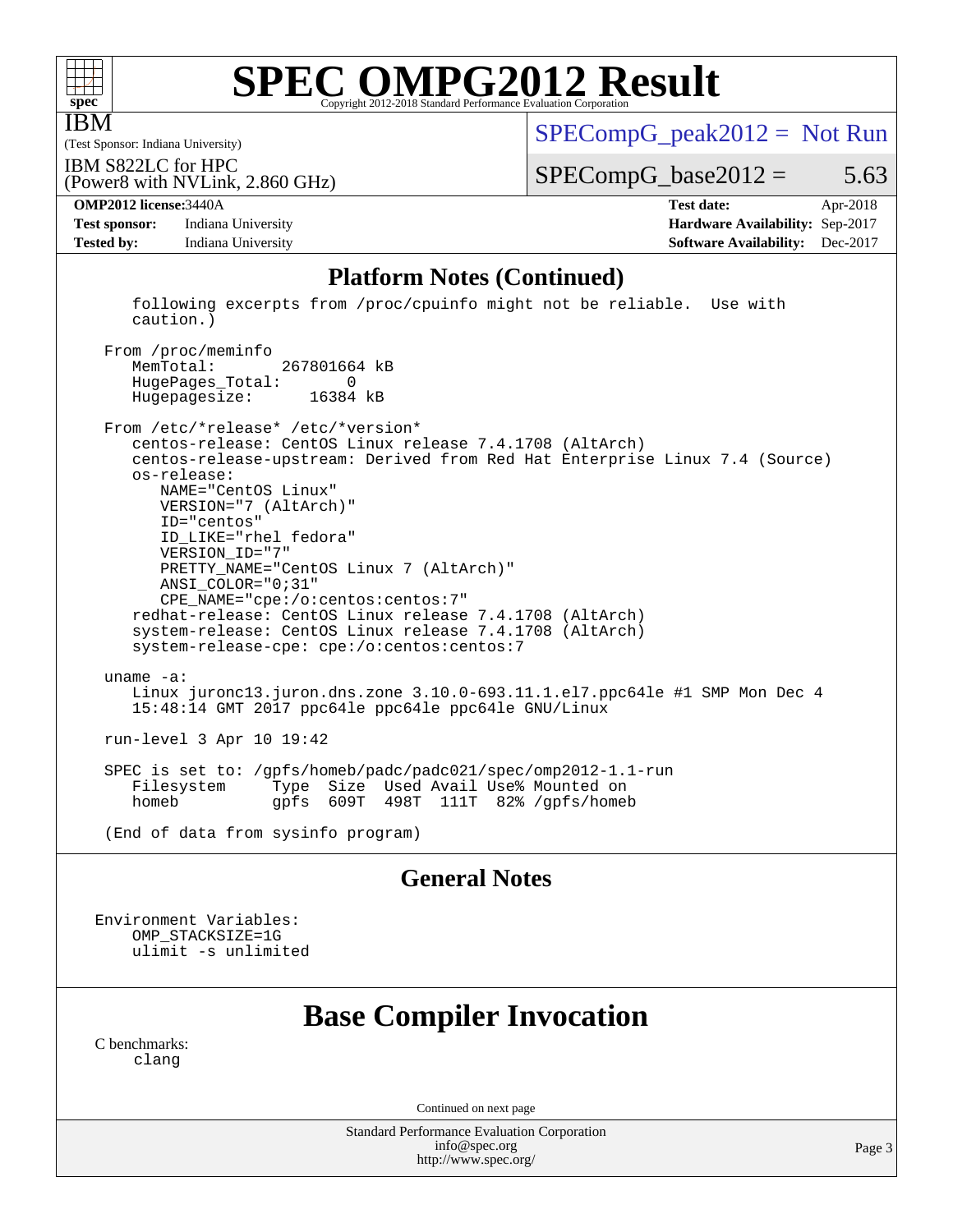## Platform Notes (Continued)

```
   following excerpts from /proc/cpuinfo might not be reliable.  Use with
   caution.)

 From /proc/meminfo
    MemTotal:       267801664 kB
    HugePages_Total:       0
    Hugepagesize:      16384 kB

 From /etc/*release* /etc/*version*
    centos-release: CentOS Linux release 7.4.1708 (AltArch)
    centos-release-upstream: Derived from Red Hat Enterprise Linux 7.4 (Source)
    os-release:
       NAME="CentOS Linux"
       VERSION="7 (AltArch)"
       ID="centos"
       ID_LIKE="rhel fedora"
       VERSION_ID="7"
       PRETTY_NAME="CentOS Linux 7 (AltArch)"
       ANSI_COLOR="0;31"
       CPE_NAME="cpe:/o:centos:centos:7"
    redhat-release: CentOS Linux release 7.4.1708 (AltArch)
    system-release: CentOS Linux release 7.4.1708 (AltArch)
    system-release-cpe: cpe:/o:centos:centos:7

 uname -a:
    Linux juronc13.juron.dns.zone 3.10.0-693.11.1.el7.ppc64le #1 SMP Mon Dec 4
    15:48:14 GMT 2017 ppc64le ppc64le ppc64le GNU/Linux

 run-level 3 Apr 10 19:42

 SPEC is set to: /gpfs/homeb/padc/padc021/spec/omp2012-1.1-run
    Filesystem     Type  Size  Used Avail Use% Mounted on
    homeb          gpfs  609T  498T  111T  82% /gpfs/homeb

 (End of data from sysinfo program)
```

## General Notes

```
Environment Variables:
    OMP_STACKSIZE=1G
    ulimit -s unlimited
```

# Base Compiler Invocation

C benchmarks:
    clang

Continued on next page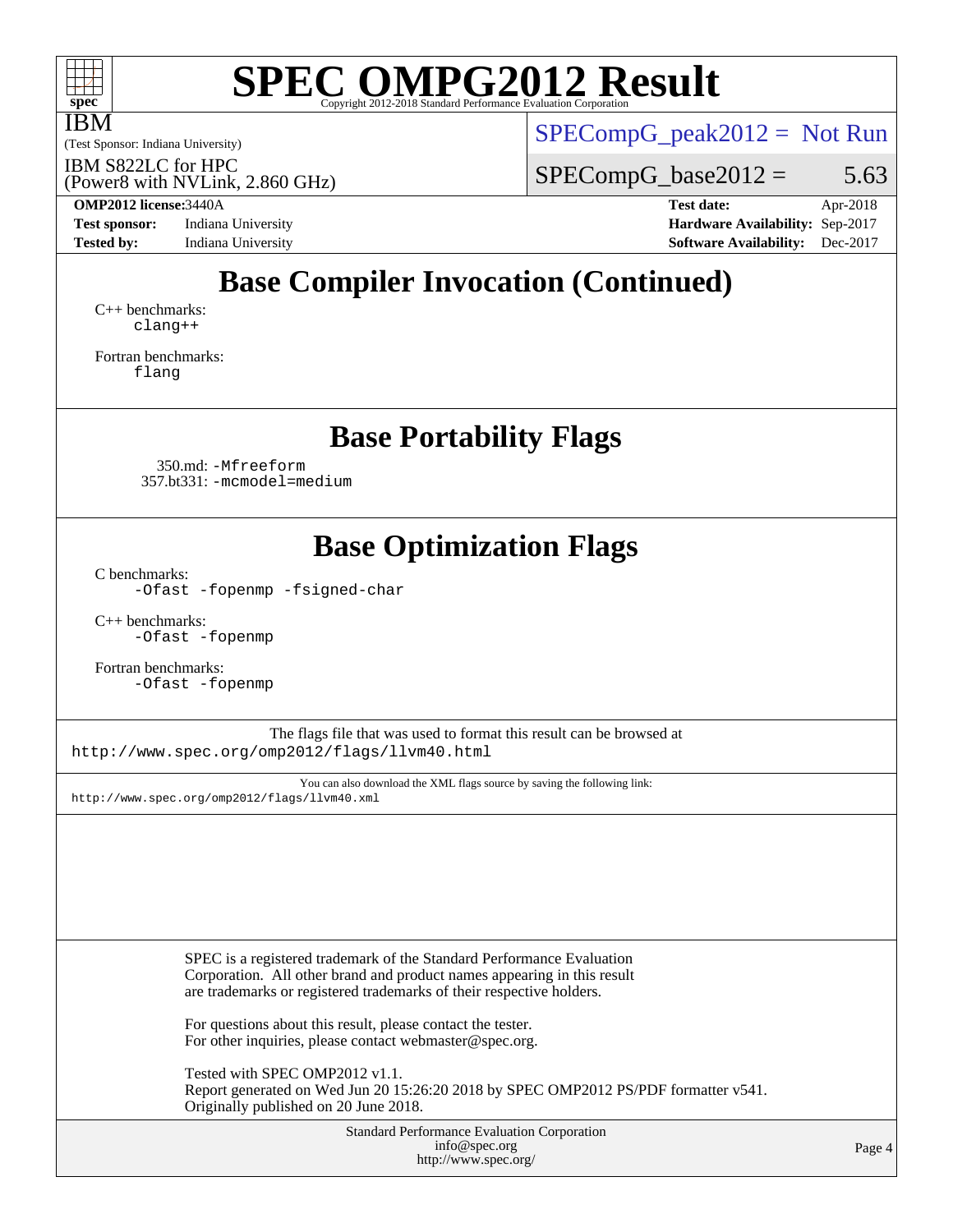# SPEC OMPG2012 Result

Copyright 2012-2018 Standard Performance Evaluation Corporation

IBM

(Test Sponsor: Indiana University)

IBM S822LC for HPC
(Power8 with NVLink, 2.860 GHz)

SPECompG_peak2012 = Not Run

SPECompG_base2012 = 5.63

| | | | |
|---|---|---|---|
| **OMP2012 license:** | 3440A | **Test date:** | Apr-2018 |
| **Test sponsor:** | Indiana University | **Hardware Availability:** | Sep-2017 |
| **Tested by:** | Indiana University | **Software Availability:** | Dec-2017 |

## Base Compiler Invocation (Continued)

C++ benchmarks:
`clang++`

Fortran benchmarks:
`flang`

## Base Portability Flags

350.md: `-Mfreeform`
357.bt331: `-mcmodel=medium`

## Base Optimization Flags

C benchmarks:
`-Ofast -fopenmp -fsigned-char`

C++ benchmarks:
`-Ofast -fopenmp`

Fortran benchmarks:
`-Ofast -fopenmp`

The flags file that was used to format this result can be browsed at
http://www.spec.org/omp2012/flags/llvm40.html

You can also download the XML flags source by saving the following link:
http://www.spec.org/omp2012/flags/llvm40.xml

SPEC is a registered trademark of the Standard Performance Evaluation Corporation. All other brand and product names appearing in this result are trademarks or registered trademarks of their respective holders.

For questions about this result, please contact the tester.
For other inquiries, please contact webmaster@spec.org.

Tested with SPEC OMP2012 v1.1.
Report generated on Wed Jun 20 15:26:20 2018 by SPEC OMP2012 PS/PDF formatter v541.
Originally published on 20 June 2018.

Standard Performance Evaluation Corporation
info@spec.org
http://www.spec.org/